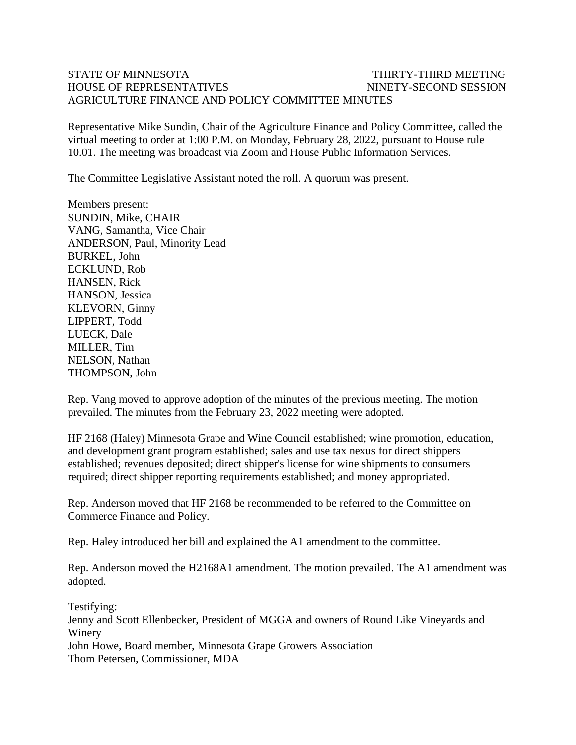STATE OF MINNESOTA THIRTY-THIRD MEETING
HOUSE OF REPRESENTATIVES NINETY-SECOND SESSION
AGRICULTURE FINANCE AND POLICY COMMITTEE MINUTES

Representative Mike Sundin, Chair of the Agriculture Finance and Policy Committee, called the virtual meeting to order at 1:00 P.M. on Monday, February 28, 2022, pursuant to House rule 10.01. The meeting was broadcast via Zoom and House Public Information Services.

The Committee Legislative Assistant noted the roll. A quorum was present.

Members present:
SUNDIN, Mike, CHAIR
VANG, Samantha, Vice Chair
ANDERSON, Paul, Minority Lead
BURKEL, John
ECKLUND, Rob
HANSEN, Rick
HANSON, Jessica
KLEVORN, Ginny
LIPPERT, Todd
LUECK, Dale
MILLER, Tim
NELSON, Nathan
THOMPSON, John

Rep. Vang moved to approve adoption of the minutes of the previous meeting. The motion prevailed. The minutes from the February 23, 2022 meeting were adopted.

HF 2168 (Haley) Minnesota Grape and Wine Council established; wine promotion, education, and development grant program established; sales and use tax nexus for direct shippers established; revenues deposited; direct shipper's license for wine shipments to consumers required; direct shipper reporting requirements established; and money appropriated.

Rep. Anderson moved that HF 2168 be recommended to be referred to the Committee on Commerce Finance and Policy.

Rep. Haley introduced her bill and explained the A1 amendment to the committee.

Rep. Anderson moved the H2168A1 amendment. The motion prevailed. The A1 amendment was adopted.

Testifying:
Jenny and Scott Ellenbecker, President of MGGA and owners of Round Like Vineyards and Winery
John Howe, Board member, Minnesota Grape Growers Association
Thom Petersen, Commissioner, MDA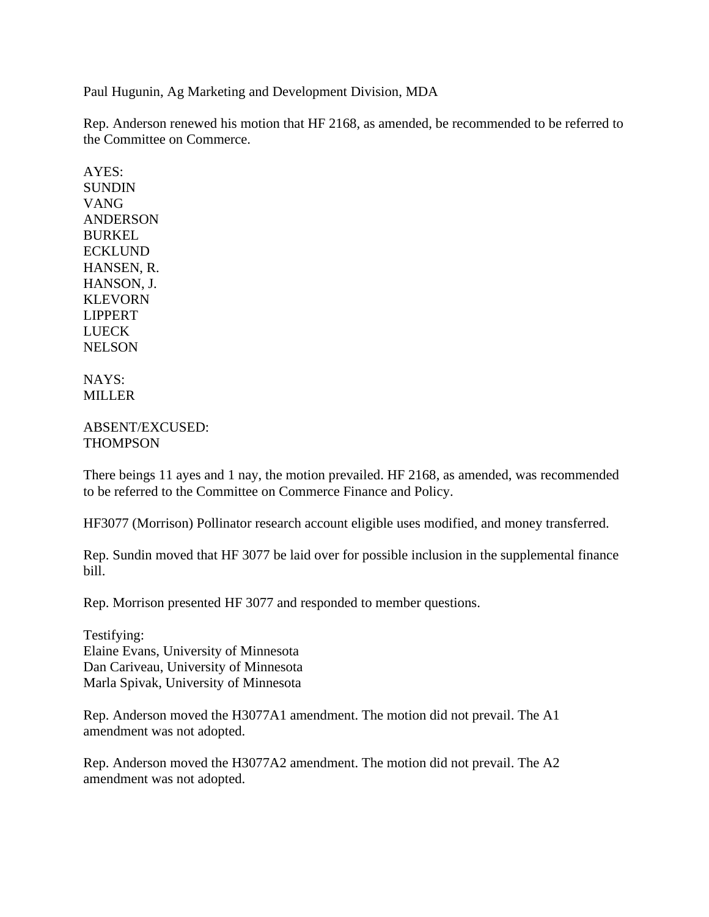Paul Hugunin, Ag Marketing and Development Division, MDA

Rep. Anderson renewed his motion that HF 2168, as amended, be recommended to be referred to the Committee on Commerce.

AYES:
SUNDIN
VANG
ANDERSON
BURKEL
ECKLUND
HANSEN, R.
HANSON, J.
KLEVORN
LIPPERT
LUECK
NELSON

NAYS:
MILLER

ABSENT/EXCUSED:
THOMPSON

There beings 11 ayes and 1 nay, the motion prevailed. HF 2168, as amended, was recommended to be referred to the Committee on Commerce Finance and Policy.

HF3077 (Morrison) Pollinator research account eligible uses modified, and money transferred.

Rep. Sundin moved that HF 3077 be laid over for possible inclusion in the supplemental finance bill.

Rep. Morrison presented HF 3077 and responded to member questions.

Testifying:
Elaine Evans, University of Minnesota
Dan Cariveau, University of Minnesota
Marla Spivak, University of Minnesota

Rep. Anderson moved the H3077A1 amendment. The motion did not prevail. The A1 amendment was not adopted.

Rep. Anderson moved the H3077A2 amendment. The motion did not prevail. The A2 amendment was not adopted.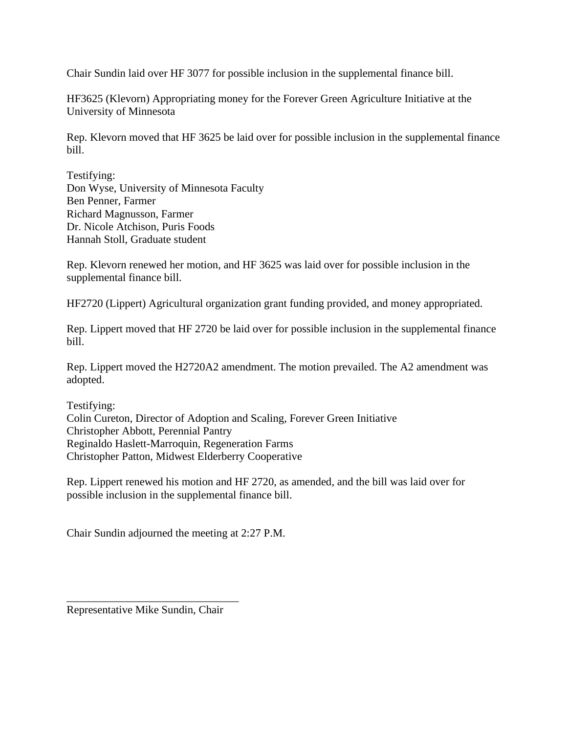Chair Sundin laid over HF 3077 for possible inclusion in the supplemental finance bill.

HF3625 (Klevorn) Appropriating money for the Forever Green Agriculture Initiative at the University of Minnesota

Rep. Klevorn moved that HF 3625 be laid over for possible inclusion in the supplemental finance bill.

Testifying:
Don Wyse, University of Minnesota Faculty
Ben Penner, Farmer
Richard Magnusson, Farmer
Dr. Nicole Atchison, Puris Foods
Hannah Stoll, Graduate student

Rep. Klevorn renewed her motion, and HF 3625 was laid over for possible inclusion in the supplemental finance bill.

HF2720 (Lippert) Agricultural organization grant funding provided, and money appropriated.

Rep. Lippert moved that HF 2720 be laid over for possible inclusion in the supplemental finance bill.

Rep. Lippert moved the H2720A2 amendment. The motion prevailed. The A2 amendment was adopted.

Testifying:
Colin Cureton, Director of Adoption and Scaling, Forever Green Initiative
Christopher Abbott, Perennial Pantry
Reginaldo Haslett-Marroquin, Regeneration Farms
Christopher Patton, Midwest Elderberry Cooperative

Rep. Lippert renewed his motion and HF 2720, as amended, and the bill was laid over for possible inclusion in the supplemental finance bill.

Chair Sundin adjourned the meeting at 2:27 P.M.

\_\_\_\_\_\_\_\_\_\_\_\_\_\_\_\_\_\_\_\_\_\_\_\_\_\_\_\_\_\_\_\_

Representative Mike Sundin, Chair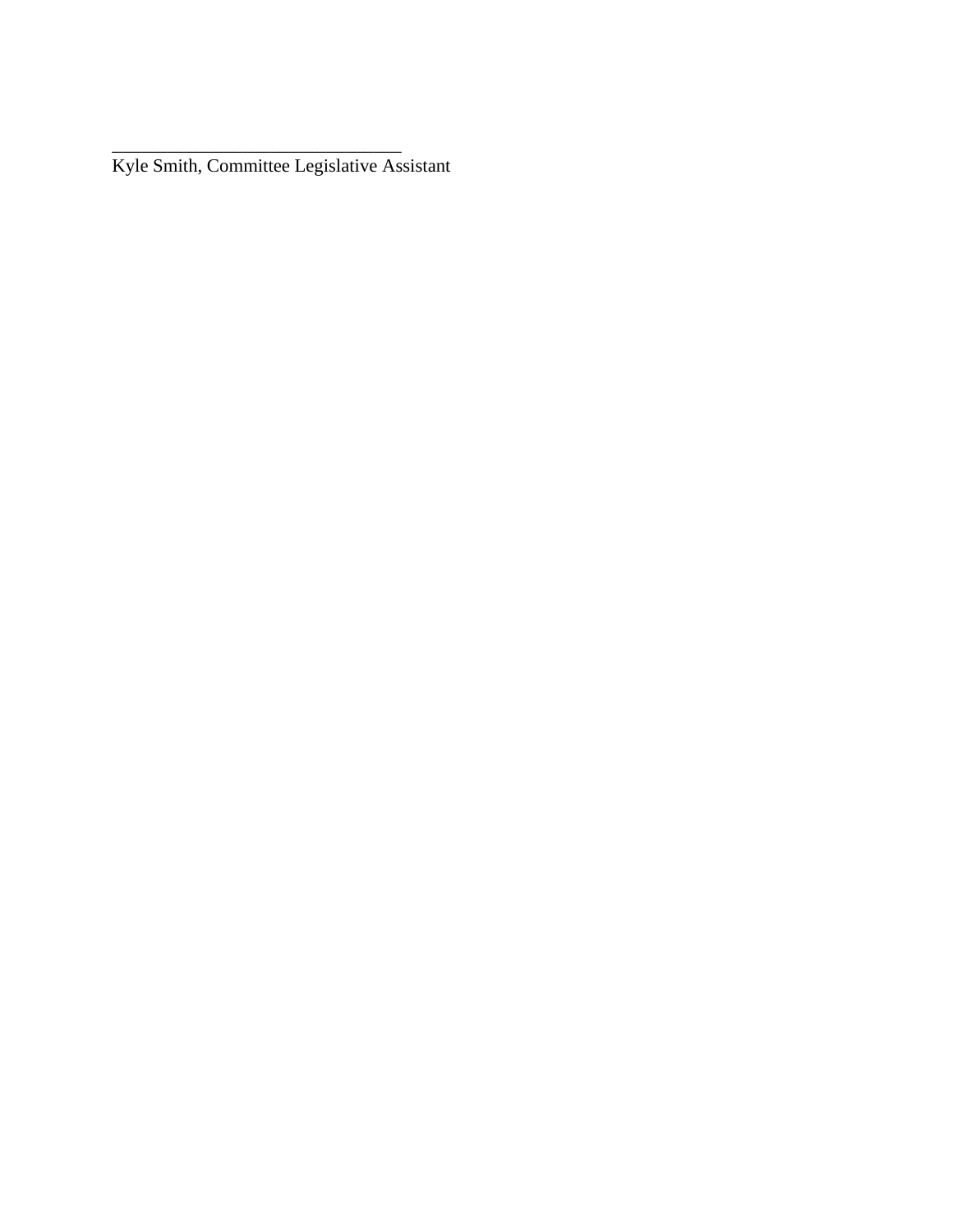_______________________________
Kyle Smith, Committee Legislative Assistant